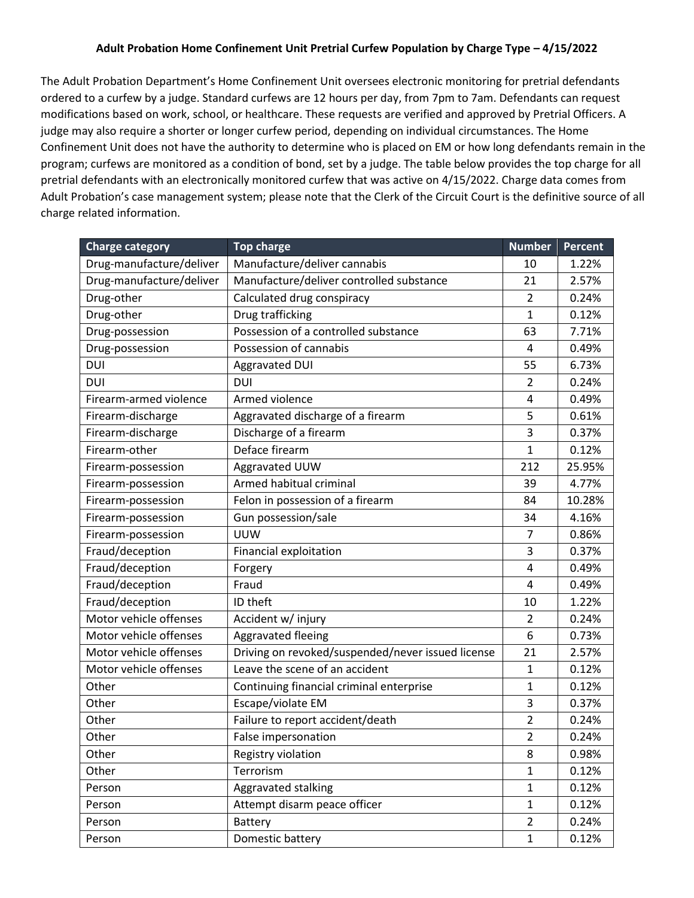**Adult Probation Home Confinement Unit Pretrial Curfew Population by Charge Type – 4/15/2022**

The Adult Probation Department's Home Confinement Unit oversees electronic monitoring for pretrial defendants ordered to a curfew by a judge. Standard curfews are 12 hours per day, from 7pm to 7am. Defendants can request modifications based on work, school, or healthcare. These requests are verified and approved by Pretrial Officers. A judge may also require a shorter or longer curfew period, depending on individual circumstances. The Home Confinement Unit does not have the authority to determine who is placed on EM or how long defendants remain in the program; curfews are monitored as a condition of bond, set by a judge. The table below provides the top charge for all pretrial defendants with an electronically monitored curfew that was active on 4/15/2022. Charge data comes from Adult Probation's case management system; please note that the Clerk of the Circuit Court is the definitive source of all charge related information.

| Charge category | Top charge | Number | Percent |
|---|---|---|---|
| Drug-manufacture/deliver | Manufacture/deliver cannabis | 10 | 1.22% |
| Drug-manufacture/deliver | Manufacture/deliver controlled substance | 21 | 2.57% |
| Drug-other | Calculated drug conspiracy | 2 | 0.24% |
| Drug-other | Drug trafficking | 1 | 0.12% |
| Drug-possession | Possession of a controlled substance | 63 | 7.71% |
| Drug-possession | Possession of cannabis | 4 | 0.49% |
| DUI | Aggravated DUI | 55 | 6.73% |
| DUI | DUI | 2 | 0.24% |
| Firearm-armed violence | Armed violence | 4 | 0.49% |
| Firearm-discharge | Aggravated discharge of a firearm | 5 | 0.61% |
| Firearm-discharge | Discharge of a firearm | 3 | 0.37% |
| Firearm-other | Deface firearm | 1 | 0.12% |
| Firearm-possession | Aggravated UUW | 212 | 25.95% |
| Firearm-possession | Armed habitual criminal | 39 | 4.77% |
| Firearm-possession | Felon in possession of a firearm | 84 | 10.28% |
| Firearm-possession | Gun possession/sale | 34 | 4.16% |
| Firearm-possession | UUW | 7 | 0.86% |
| Fraud/deception | Financial exploitation | 3 | 0.37% |
| Fraud/deception | Forgery | 4 | 0.49% |
| Fraud/deception | Fraud | 4 | 0.49% |
| Fraud/deception | ID theft | 10 | 1.22% |
| Motor vehicle offenses | Accident w/ injury | 2 | 0.24% |
| Motor vehicle offenses | Aggravated fleeing | 6 | 0.73% |
| Motor vehicle offenses | Driving on revoked/suspended/never issued license | 21 | 2.57% |
| Motor vehicle offenses | Leave the scene of an accident | 1 | 0.12% |
| Other | Continuing financial criminal enterprise | 1 | 0.12% |
| Other | Escape/violate EM | 3 | 0.37% |
| Other | Failure to report accident/death | 2 | 0.24% |
| Other | False impersonation | 2 | 0.24% |
| Other | Registry violation | 8 | 0.98% |
| Other | Terrorism | 1 | 0.12% |
| Person | Aggravated stalking | 1 | 0.12% |
| Person | Attempt disarm peace officer | 1 | 0.12% |
| Person | Battery | 2 | 0.24% |
| Person | Domestic battery | 1 | 0.12% |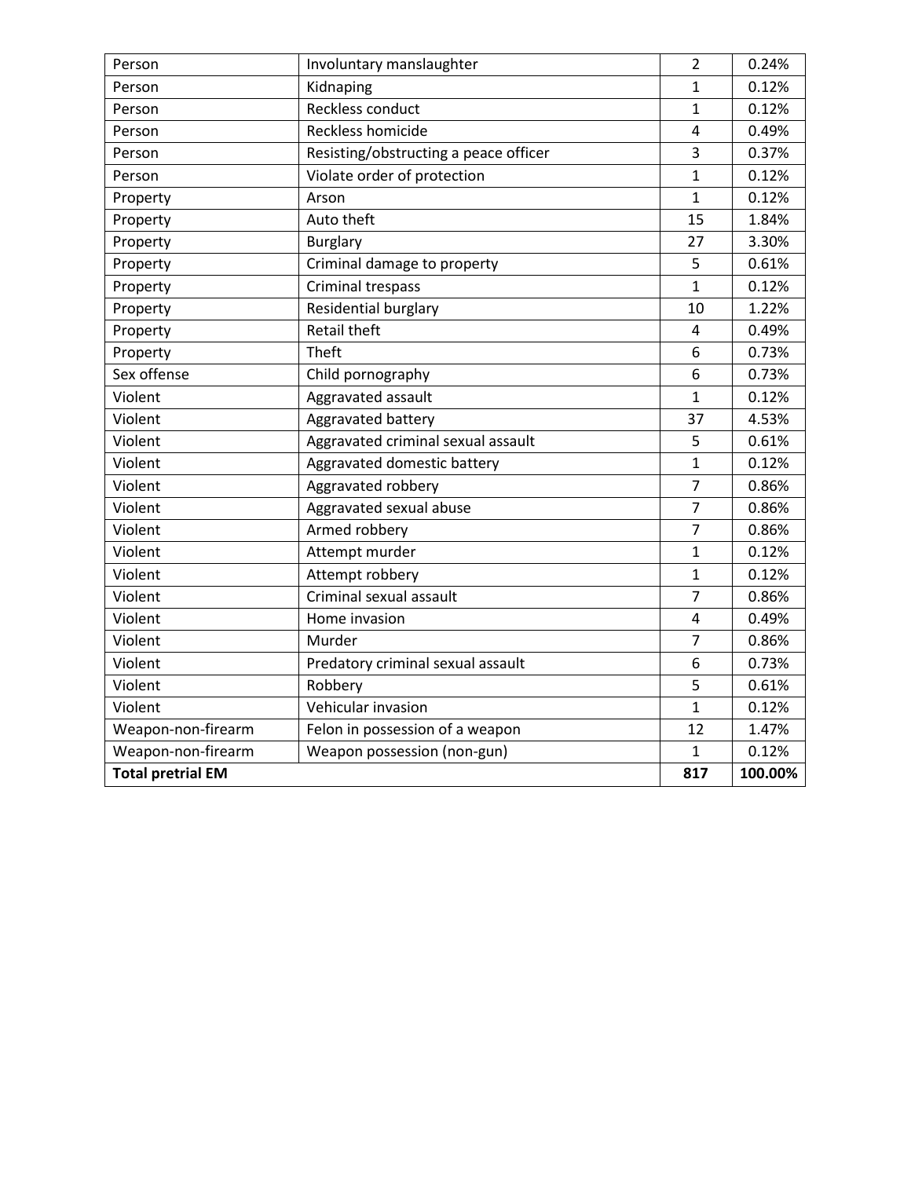| | | | |
|---|---|---|---|
| Person | Involuntary manslaughter | 2 | 0.24% |
| Person | Kidnaping | 1 | 0.12% |
| Person | Reckless conduct | 1 | 0.12% |
| Person | Reckless homicide | 4 | 0.49% |
| Person | Resisting/obstructing a peace officer | 3 | 0.37% |
| Person | Violate order of protection | 1 | 0.12% |
| Property | Arson | 1 | 0.12% |
| Property | Auto theft | 15 | 1.84% |
| Property | Burglary | 27 | 3.30% |
| Property | Criminal damage to property | 5 | 0.61% |
| Property | Criminal trespass | 1 | 0.12% |
| Property | Residential burglary | 10 | 1.22% |
| Property | Retail theft | 4 | 0.49% |
| Property | Theft | 6 | 0.73% |
| Sex offense | Child pornography | 6 | 0.73% |
| Violent | Aggravated assault | 1 | 0.12% |
| Violent | Aggravated battery | 37 | 4.53% |
| Violent | Aggravated criminal sexual assault | 5 | 0.61% |
| Violent | Aggravated domestic battery | 1 | 0.12% |
| Violent | Aggravated robbery | 7 | 0.86% |
| Violent | Aggravated sexual abuse | 7 | 0.86% |
| Violent | Armed robbery | 7 | 0.86% |
| Violent | Attempt murder | 1 | 0.12% |
| Violent | Attempt robbery | 1 | 0.12% |
| Violent | Criminal sexual assault | 7 | 0.86% |
| Violent | Home invasion | 4 | 0.49% |
| Violent | Murder | 7 | 0.86% |
| Violent | Predatory criminal sexual assault | 6 | 0.73% |
| Violent | Robbery | 5 | 0.61% |
| Violent | Vehicular invasion | 1 | 0.12% |
| Weapon-non-firearm | Felon in possession of a weapon | 12 | 1.47% |
| Weapon-non-firearm | Weapon possession (non-gun) | 1 | 0.12% |
| **Total pretrial EM** | | **817** | **100.00%** |